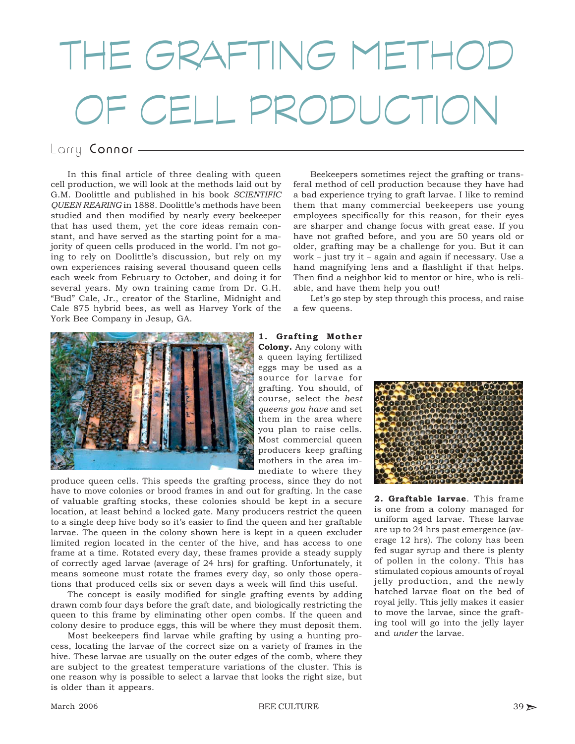# THE GRAFTING METHOD OF CELL PRODUCTION

Larry Connor

In this final article of three dealing with queen cell production, we will look at the methods laid out by G.M. Doolittle and published in his book *SCIENTIFIC QUEEN REARING* in 1888. Doolittle's methods have been studied and then modified by nearly every beekeeper that has used them, yet the core ideas remain constant, and have served as the starting point for a majority of queen cells produced in the world. I'm not going to rely on Doolittle's discussion, but rely on my own experiences raising several thousand queen cells each week from February to October, and doing it for several years. My own training came from Dr. G.H. "Bud" Cale, Jr., creator of the Starline, Midnight and Cale 875 hybrid bees, as well as Harvey York of the York Bee Company in Jesup, GA.

Beekeepers sometimes reject the grafting or transferal method of cell production because they have had a bad experience trying to graft larvae. I like to remind them that many commercial beekeepers use young employees specifically for this reason, for their eyes are sharper and change focus with great ease. If you have not grafted before, and you are 50 years old or older, grafting may be a challenge for you. But it can work – just try it – again and again if necessary. Use a hand magnifying lens and a flashlight if that helps. Then find a neighbor kid to mentor or hire, who is reliable, and have them help you out!

Let's go step by step through this process, and raise a few queens.

**1. Grafting Mother Colony.** Any colony with a queen laying fertilized eggs may be used as a source for larvae for grafting. You should, of course, select the *best queens you have* and set them in the area where you plan to raise cells. Most commercial queen producers keep grafting mothers in the area immediate to where they produce queen cells. This speeds the grafting process, since they do not have to move colonies or brood frames in and out for grafting. In the case of valuable grafting stocks, these colonies should be kept in a secure location, at least behind a locked gate. Many producers restrict the queen to a single deep hive body so it's easier to find the queen and her graftable larvae. The queen in the colony shown here is kept in a queen excluder limited region located in the center of the hive, and has access to one frame at a time. Rotated every day, these frames provide a steady supply of correctly aged larvae (average of 24 hrs) for grafting. Unfortunately, it means someone must rotate the frames every day, so only those operations that produced cells six or seven days a week will find this useful.

The concept is easily modified for single grafting events by adding drawn comb four days before the graft date, and biologically restricting the queen to this frame by eliminating other open combs. If the queen and colony desire to produce eggs, this will be where they must deposit them.

Most beekeepers find larvae while grafting by using a hunting process, locating the larvae of the correct size on a variety of frames in the hive. These larvae are usually on the outer edges of the comb, where they are subject to the greatest temperature variations of the cluster. This is one reason why is possible to select a larvae that looks the right size, but is older than it appears.

**2. Graftable larvae**. This frame is one from a colony managed for uniform aged larvae. These larvae are up to 24 hrs past emergence (average 12 hrs). The colony has been fed sugar syrup and there is plenty of pollen in the colony. This has stimulated copious amounts of royal jelly production, and the newly hatched larvae float on the bed of royal jelly. This jelly makes it easier to move the larvae, since the grafting tool will go into the jelly layer and *under* the larvae.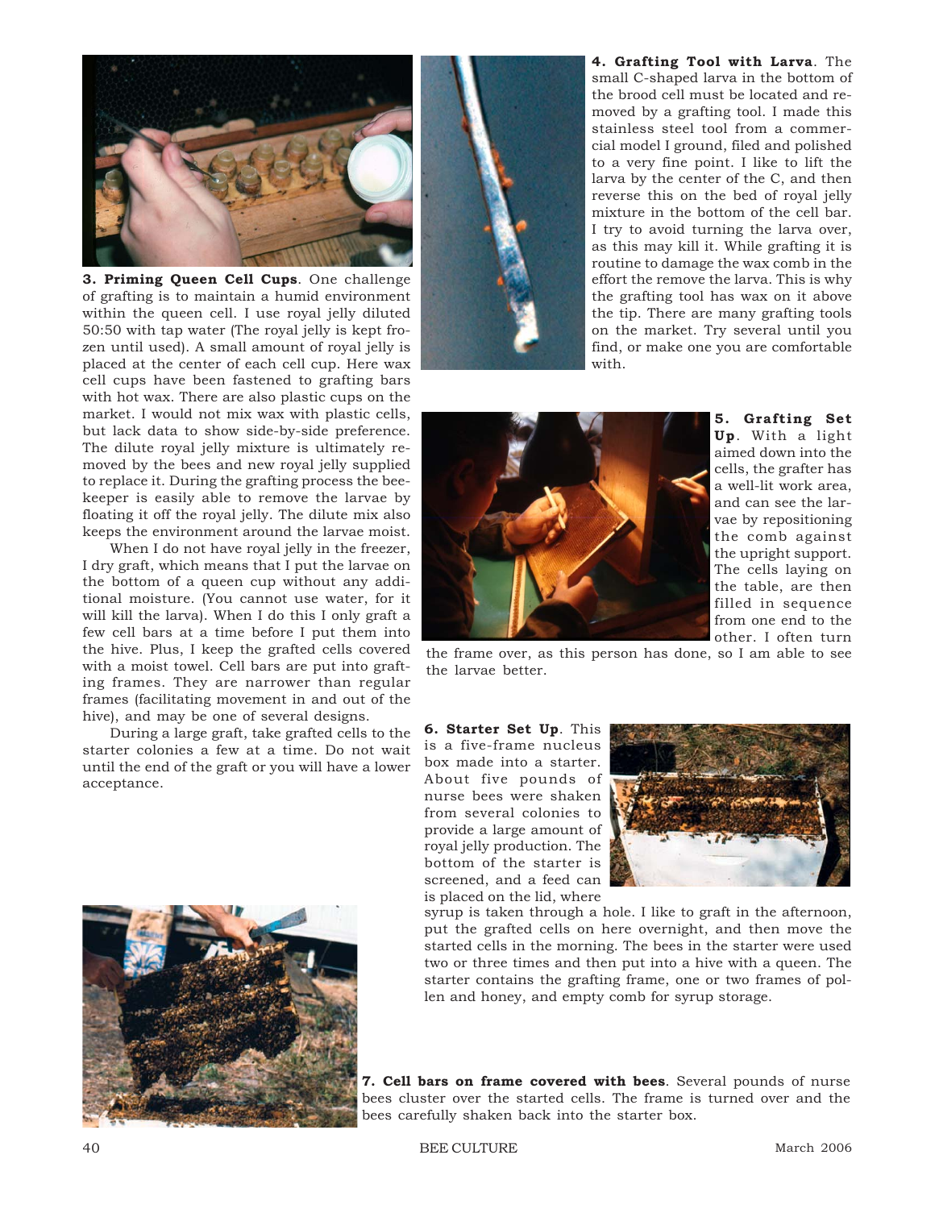**3. Priming Queen Cell Cups**. One challenge of grafting is to maintain a humid environment within the queen cell. I use royal jelly diluted 50:50 with tap water (The royal jelly is kept frozen until used). A small amount of royal jelly is placed at the center of each cell cup. Here wax cell cups have been fastened to grafting bars with hot wax. There are also plastic cups on the market. I would not mix wax with plastic cells, but lack data to show side-by-side preference. The dilute royal jelly mixture is ultimately removed by the bees and new royal jelly supplied to replace it. During the grafting process the beekeeper is easily able to remove the larvae by floating it off the royal jelly. The dilute mix also keeps the environment around the larvae moist.

When I do not have royal jelly in the freezer, I dry graft, which means that I put the larvae on the bottom of a queen cup without any additional moisture. (You cannot use water, for it will kill the larva). When I do this I only graft a few cell bars at a time before I put them into the hive. Plus, I keep the grafted cells covered with a moist towel. Cell bars are put into grafting frames. They are narrower than regular frames (facilitating movement in and out of the hive), and may be one of several designs.

During a large graft, take grafted cells to the starter colonies a few at a time. Do not wait until the end of the graft or you will have a lower acceptance.

**4. Grafting Tool with Larva**. The small C-shaped larva in the bottom of the brood cell must be located and removed by a grafting tool. I made this stainless steel tool from a commercial model I ground, filed and polished to a very fine point. I like to lift the larva by the center of the C, and then reverse this on the bed of royal jelly mixture in the bottom of the cell bar. I try to avoid turning the larva over, as this may kill it. While grafting it is routine to damage the wax comb in the effort the remove the larva. This is why the grafting tool has wax on it above the tip. There are many grafting tools on the market. Try several until you find, or make one you are comfortable with.

**5. Grafting Set Up**. With a light aimed down into the cells, the grafter has a well-lit work area, and can see the larvae by repositioning the comb against the upright support. The cells laying on the table, are then filled in sequence from one end to the other. I often turn the frame over, as this person has done, so I am able to see the larvae better.

**6. Starter Set Up**. This is a five-frame nucleus box made into a starter. About five pounds of nurse bees were shaken from several colonies to provide a large amount of royal jelly production. The bottom of the starter is screened, and a feed can is placed on the lid, where syrup is taken through a hole. I like to graft in the afternoon, put the grafted cells on here overnight, and then move the started cells in the morning. The bees in the starter were used two or three times and then put into a hive with a queen. The starter contains the grafting frame, one or two frames of pollen and honey, and empty comb for syrup storage.

**7. Cell bars on frame covered with bees**. Several pounds of nurse bees cluster over the started cells. The frame is turned over and the bees carefully shaken back into the starter box.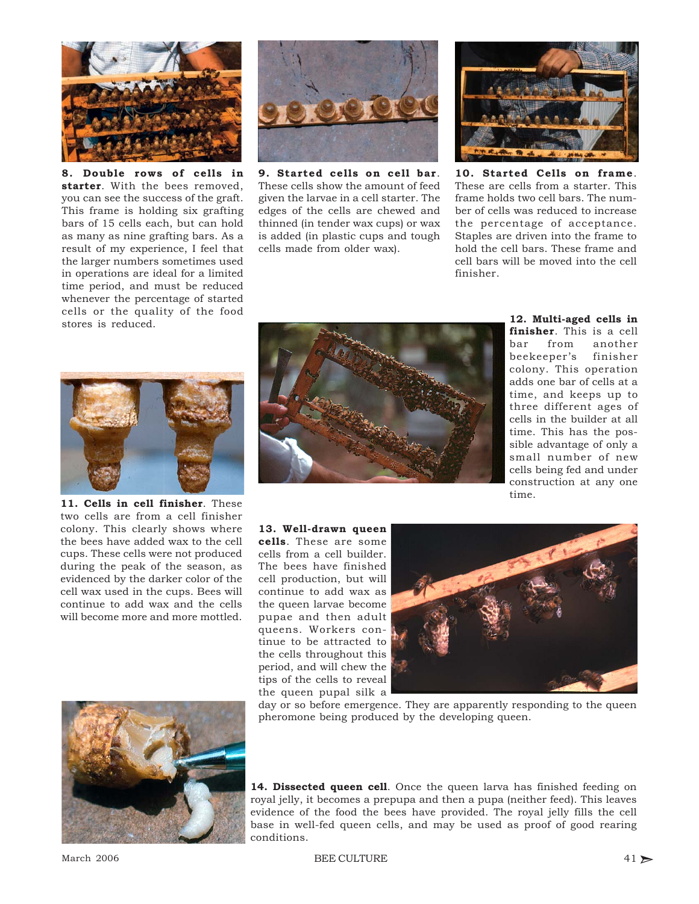**8. Double rows of cells in starter**. With the bees removed, you can see the success of the graft. This frame is holding six grafting bars of 15 cells each, but can hold as many as nine grafting bars. As a result of my experience, I feel that the larger numbers sometimes used in operations are ideal for a limited time period, and must be reduced whenever the percentage of started cells or the quality of the food stores is reduced.

**9. Started cells on cell bar**. These cells show the amount of feed given the larvae in a cell starter. The edges of the cells are chewed and thinned (in tender wax cups) or wax is added (in plastic cups and tough cells made from older wax).

**10. Started Cells on frame**. These are cells from a starter. This frame holds two cell bars. The number of cells was reduced to increase the percentage of acceptance. Staples are driven into the frame to hold the cell bars. These frame and cell bars will be moved into the cell finisher.

**11. Cells in cell finisher**. These two cells are from a cell finisher colony. This clearly shows where the bees have added wax to the cell cups. These cells were not produced during the peak of the season, as evidenced by the darker color of the cell wax used in the cups. Bees will continue to add wax and the cells will become more and more mottled.

**12. Multi-aged cells in finisher**. This is a cell bar from another beekeeper's finisher colony. This operation adds one bar of cells at a time, and keeps up to three different ages of cells in the builder at all time. This has the possible advantage of only a small number of new cells being fed and under construction at any one time.

**13. Well-drawn queen cells**. These are some cells from a cell builder. The bees have finished cell production, but will continue to add wax as the queen larvae become pupae and then adult queens. Workers continue to be attracted to the cells throughout this period, and will chew the tips of the cells to reveal the queen pupal silk a day or so before emergence. They are apparently responding to the queen pheromone being produced by the developing queen.

**14. Dissected queen cell**. Once the queen larva has finished feeding on royal jelly, it becomes a prepupa and then a pupa (neither feed). This leaves evidence of the food the bees have provided. The royal jelly fills the cell base in well-fed queen cells, and may be used as proof of good rearing conditions.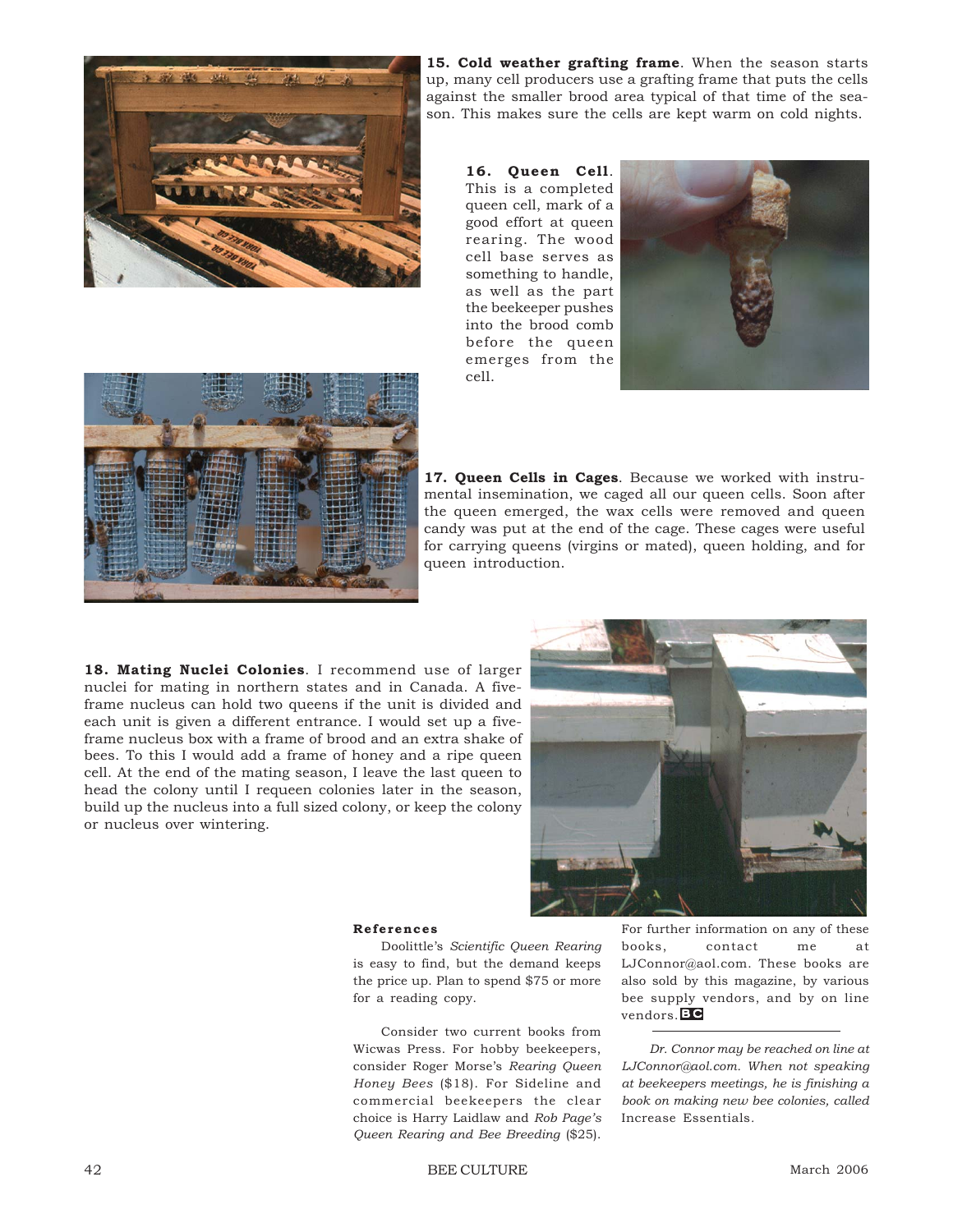**15. Cold weather grafting frame**. When the season starts up, many cell producers use a grafting frame that puts the cells against the smaller brood area typical of that time of the season. This makes sure the cells are kept warm on cold nights.

**16. Queen Cell**. This is a completed queen cell, mark of a good effort at queen rearing. The wood cell base serves as something to handle, as well as the part the beekeeper pushes into the brood comb before the queen emerges from the cell.

**17. Queen Cells in Cages**. Because we worked with instrumental insemination, we caged all our queen cells. Soon after the queen emerged, the wax cells were removed and queen candy was put at the end of the cage. These cages were useful for carrying queens (virgins or mated), queen holding, and for queen introduction.

**18. Mating Nuclei Colonies**. I recommend use of larger nuclei for mating in northern states and in Canada. A five-frame nucleus can hold two queens if the unit is divided and each unit is given a different entrance. I would set up a five-frame nucleus box with a frame of brood and an extra shake of bees. To this I would add a frame of honey and a ripe queen cell. At the end of the mating season, I leave the last queen to head the colony until I requeen colonies later in the season, build up the nucleus into a full sized colony, or keep the colony or nucleus over wintering.

**References**

Doolittle's *Scientific Queen Rearing* is easy to find, but the demand keeps the price up. Plan to spend $75 or more for a reading copy.

Consider two current books from Wicwas Press. For hobby beekeepers, consider Roger Morse's *Rearing Queen Honey Bees* ($18). For Sideline and commercial beekeepers the clear choice is Harry Laidlaw and *Rob Page's Queen Rearing and Bee Breeding* ($25).

For further information on any of these books, contact me at LJConnor@aol.com. These books are also sold by this magazine, by various bee supply vendors, and by on line vendors. BC

---

*Dr. Connor may be reached on line at LJConnor@aol.com. When not speaking at beekeepers meetings, he is finishing a book on making new bee colonies, called* Increase Essentials.